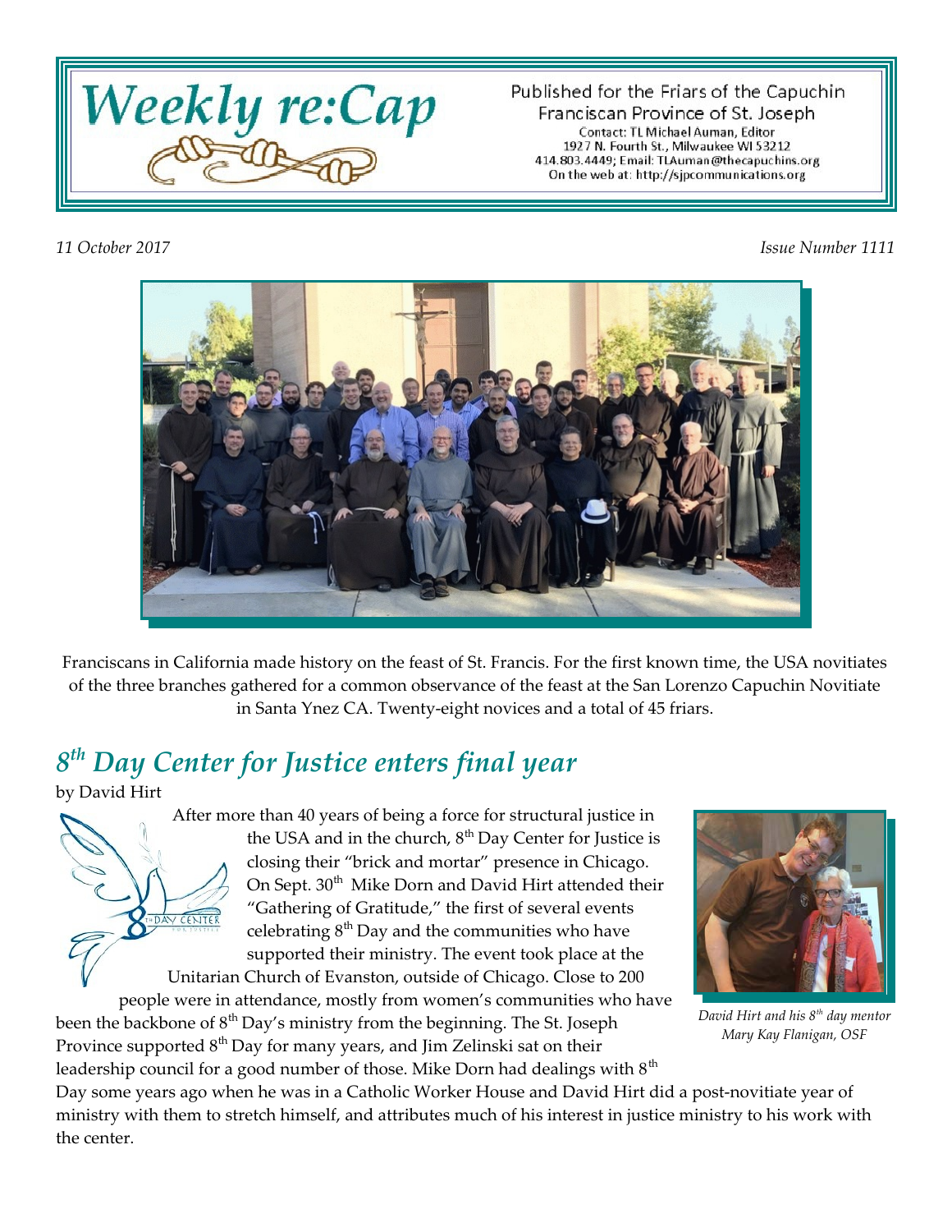# Weekly re:Cap

Published for the Friars of the Capuchin Franciscan Province of St. Joseph
Contact: TL Michael Auman, Editor
1927 N. Fourth St., Milwaukee WI 53212
414.803.4449; Email: TLAuman@thecapuchins.org
On the web at: http://sjpcommunications.org

*11 October 2017* *Issue Number 1111*

Franciscans in California made history on the feast of St. Francis. For the first known time, the USA novitiates of the three branches gathered for a common observance of the feast at the San Lorenzo Capuchin Novitiate in Santa Ynez CA. Twenty-eight novices and a total of 45 friars.

## *8th Day Center for Justice enters final year*

by David Hirt

After more than 40 years of being a force for structural justice in the USA and in the church, 8th Day Center for Justice is closing their "brick and mortar" presence in Chicago. On Sept. 30th Mike Dorn and David Hirt attended their "Gathering of Gratitude," the first of several events celebrating 8th Day and the communities who have supported their ministry. The event took place at the Unitarian Church of Evanston, outside of Chicago. Close to 200 people were in attendance, mostly from women's communities who have been the backbone of 8th Day's ministry from the beginning. The St. Joseph Province supported 8th Day for many years, and Jim Zelinski sat on their leadership council for a good number of those. Mike Dorn had dealings with 8th Day some years ago when he was in a Catholic Worker House and David Hirt did a post-novitiate year of ministry with them to stretch himself, and attributes much of his interest in justice ministry to his work with the center.

*David Hirt and his 8th day mentor Mary Kay Flanigan, OSF*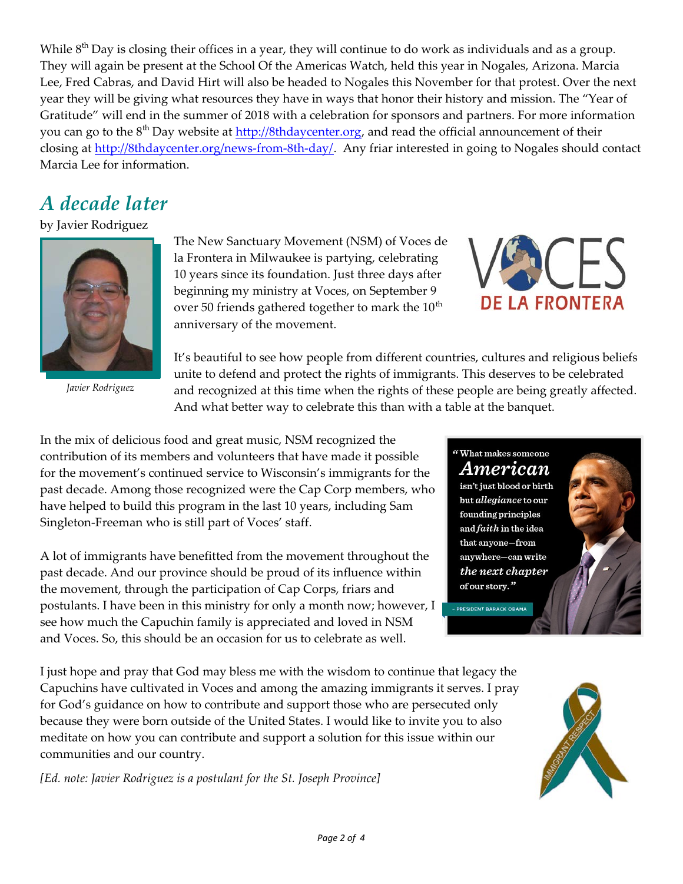While 8th Day is closing their offices in a year, they will continue to do work as individuals and as a group. They will again be present at the School Of the Americas Watch, held this year in Nogales, Arizona. Marcia Lee, Fred Cabras, and David Hirt will also be headed to Nogales this November for that protest. Over the next year they will be giving what resources they have in ways that honor their history and mission. The "Year of Gratitude" will end in the summer of 2018 with a celebration for sponsors and partners. For more information you can go to the 8th Day website at http://8thdaycenter.org, and read the official announcement of their closing at http://8thdaycenter.org/news-from-8th-day/. Any friar interested in going to Nogales should contact Marcia Lee for information.

## *A decade later*

by Javier Rodriguez

*Javier Rodriguez*

The New Sanctuary Movement (NSM) of Voces de la Frontera in Milwaukee is partying, celebrating 10 years since its foundation. Just three days after beginning my ministry at Voces, on September 9 over 50 friends gathered together to mark the 10th anniversary of the movement.

It's beautiful to see how people from different countries, cultures and religious beliefs unite to defend and protect the rights of immigrants. This deserves to be celebrated and recognized at this time when the rights of these people are being greatly affected. And what better way to celebrate this than with a table at the banquet.

In the mix of delicious food and great music, NSM recognized the contribution of its members and volunteers that have made it possible for the movement's continued service to Wisconsin's immigrants for the past decade. Among those recognized were the Cap Corp members, who have helped to build this program in the last 10 years, including Sam Singleton-Freeman who is still part of Voces' staff.

A lot of immigrants have benefitted from the movement throughout the past decade. And our province should be proud of its influence within the movement, through the participation of Cap Corps, friars and postulants. I have been in this ministry for only a month now; however, I see how much the Capuchin family is appreciated and loved in NSM and Voces. So, this should be an occasion for us to celebrate as well.

I just hope and pray that God may bless me with the wisdom to continue that legacy the Capuchins have cultivated in Voces and among the amazing immigrants it serves. I pray for God's guidance on how to contribute and support those who are persecuted only because they were born outside of the United States. I would like to invite you to also meditate on how you can contribute and support a solution for this issue within our communities and our country.

*[Ed. note: Javier Rodriguez is a postulant for the St. Joseph Province]*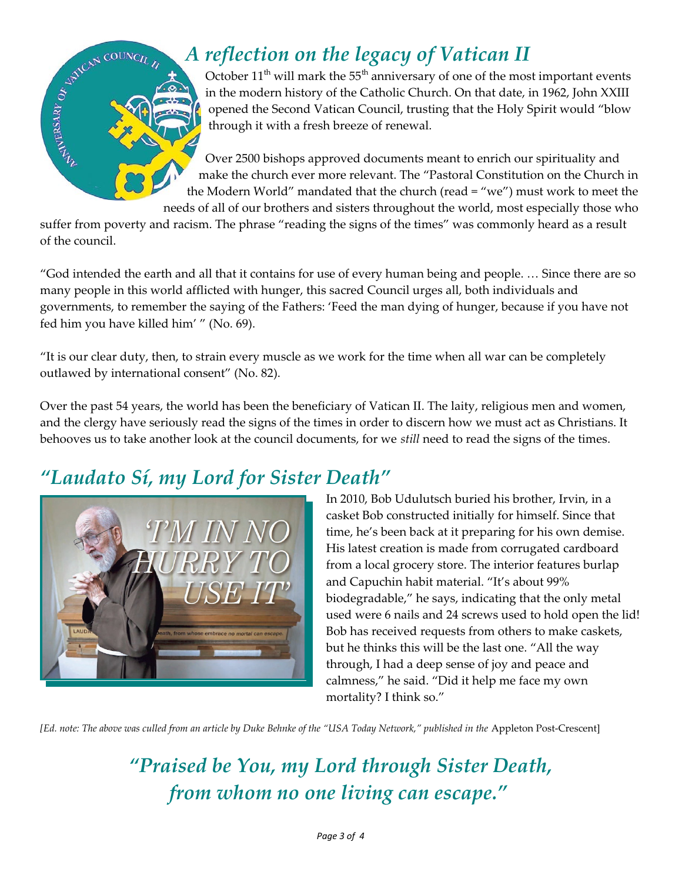## *A reflection on the legacy of Vatican II*

October 11th will mark the 55th anniversary of one of the most important events in the modern history of the Catholic Church. On that date, in 1962, John XXIII opened the Second Vatican Council, trusting that the Holy Spirit would "blow through it with a fresh breeze of renewal.

Over 2500 bishops approved documents meant to enrich our spirituality and make the church ever more relevant. The "Pastoral Constitution on the Church in the Modern World" mandated that the church (read = "we") must work to meet the needs of all of our brothers and sisters throughout the world, most especially those who suffer from poverty and racism. The phrase "reading the signs of the times" was commonly heard as a result of the council.

"God intended the earth and all that it contains for use of every human being and people. … Since there are so many people in this world afflicted with hunger, this sacred Council urges all, both individuals and governments, to remember the saying of the Fathers: 'Feed the man dying of hunger, because if you have not fed him you have killed him' " (No. 69).

"It is our clear duty, then, to strain every muscle as we work for the time when all war can be completely outlawed by international consent" (No. 82).

Over the past 54 years, the world has been the beneficiary of Vatican II. The laity, religious men and women, and the clergy have seriously read the signs of the times in order to discern how we must act as Christians. It behooves us to take another look at the council documents, for we *still* need to read the signs of the times.

## *"Laudato Sí, my Lord for Sister Death"*

In 2010, Bob Udulutsch buried his brother, Irvin, in a casket Bob constructed initially for himself. Since that time, he's been back at it preparing for his own demise. His latest creation is made from corrugated cardboard from a local grocery store. The interior features burlap and Capuchin habit material. "It's about 99% biodegradable," he says, indicating that the only metal used were 6 nails and 24 screws used to hold open the lid! Bob has received requests from others to make caskets, but he thinks this will be the last one. "All the way through, I had a deep sense of joy and peace and calmness," he said. "Did it help me face my own mortality? I think so."

*[Ed. note: The above was culled from an article by Duke Behnke of the "USA Today Network," published in the* Appleton Post-Crescent]

### *"Praised be You, my Lord through Sister Death, from whom no one living can escape."*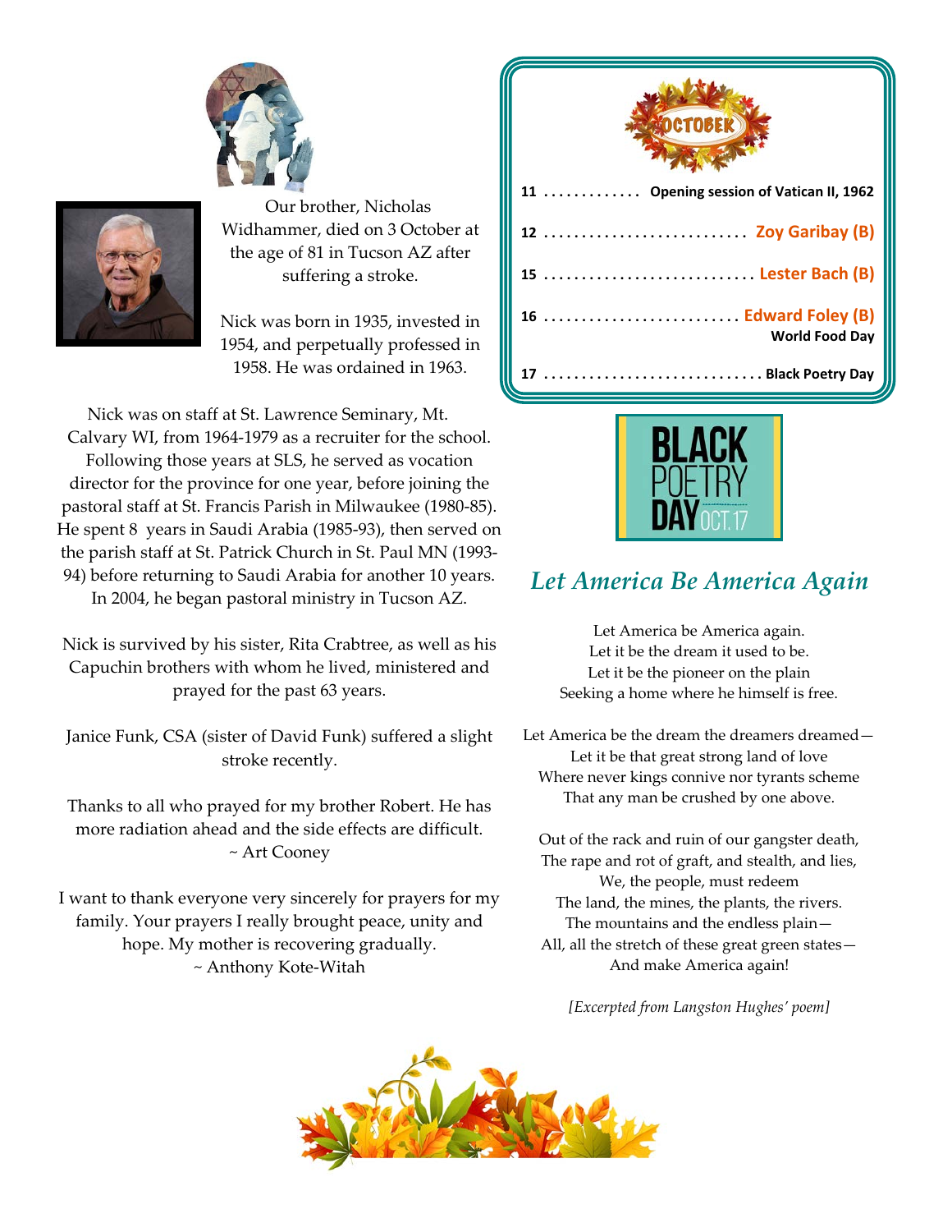Our brother, Nicholas Widhammer, died on 3 October at the age of 81 in Tucson AZ after suffering a stroke.

Nick was born in 1935, invested in 1954, and perpetually professed in 1958. He was ordained in 1963.

Nick was on staff at St. Lawrence Seminary, Mt. Calvary WI, from 1964-1979 as a recruiter for the school. Following those years at SLS, he served as vocation director for the province for one year, before joining the pastoral staff at St. Francis Parish in Milwaukee (1980-85). He spent 8 years in Saudi Arabia (1985-93), then served on the parish staff at St. Patrick Church in St. Paul MN (1993-94) before returning to Saudi Arabia for another 10 years. In 2004, he began pastoral ministry in Tucson AZ.

Nick is survived by his sister, Rita Crabtree, as well as his Capuchin brothers with whom he lived, ministered and prayed for the past 63 years.

Janice Funk, CSA (sister of David Funk) suffered a slight stroke recently.

Thanks to all who prayed for my brother Robert. He has more radiation ahead and the side effects are difficult.
~ Art Cooney

I want to thank everyone very sincerely for prayers for my family. Your prayers I really brought peace, unity and hope. My mother is recovering gradually.
~ Anthony Kote-Witah

## OCTOBER

**11** ............. **Opening session of Vatican II, 1962**

**12** ............. **Zoy Garibay (B)**

**15** ............. **Lester Bach (B)**

**16** ............. **Edward Foley (B)**
**World Food Day**

**17** ............. **Black Poetry Day**

BLACK POETRY DAY OCT.17

## *Let America Be America Again*

Let America be America again.
Let it be the dream it used to be.
Let it be the pioneer on the plain
Seeking a home where he himself is free.

Let America be the dream the dreamers dreamed—
Let it be that great strong land of love
Where never kings connive nor tyrants scheme
That any man be crushed by one above.

Out of the rack and ruin of our gangster death,
The rape and rot of graft, and stealth, and lies,
We, the people, must redeem
The land, the mines, the plants, the rivers.
The mountains and the endless plain—
All, all the stretch of these great green states—
And make America again!

*[Excerpted from Langston Hughes' poem]*